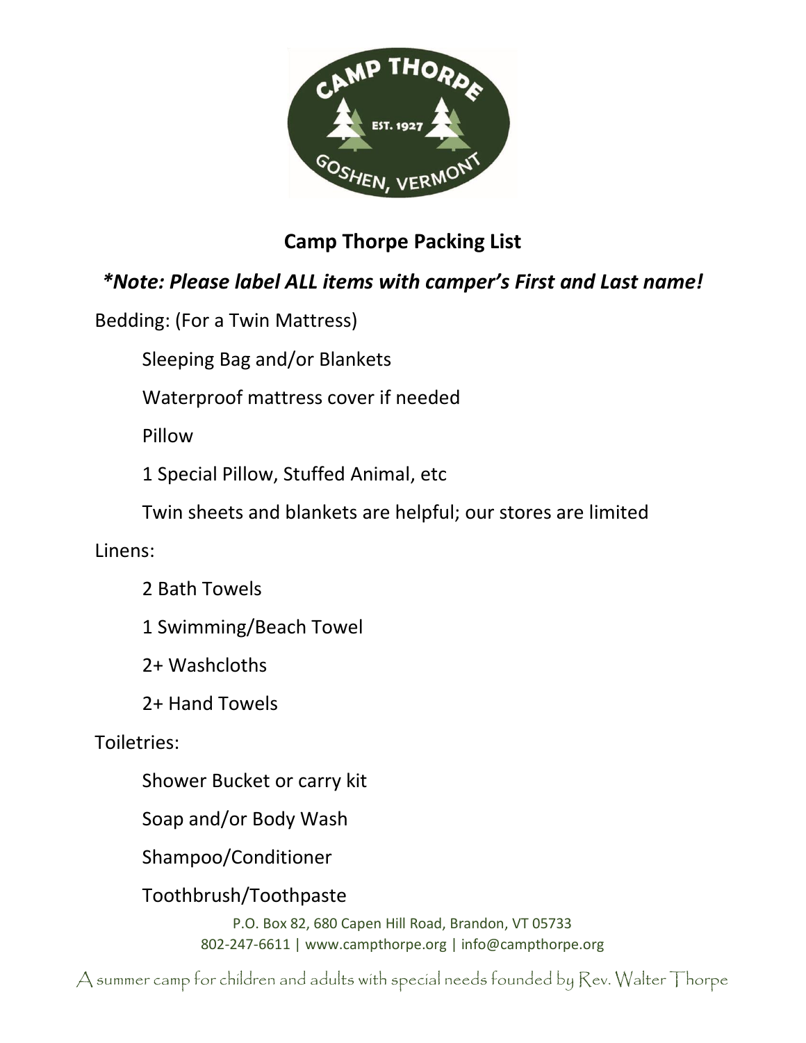# Camp Thorpe Packing List

***Note: Please label ALL items with camper's First and Last name!**

Bedding: (For a Twin Mattress)

- Sleeping Bag and/or Blankets
- Waterproof mattress cover if needed
- Pillow
- 1 Special Pillow, Stuffed Animal, etc
- Twin sheets and blankets are helpful; our stores are limited

Linens:

- 2 Bath Towels
- 1 Swimming/Beach Towel
- 2+ Washcloths
- 2+ Hand Towels

Toiletries:

- Shower Bucket or carry kit
- Soap and/or Body Wash
- Shampoo/Conditioner
- Toothbrush/Toothpaste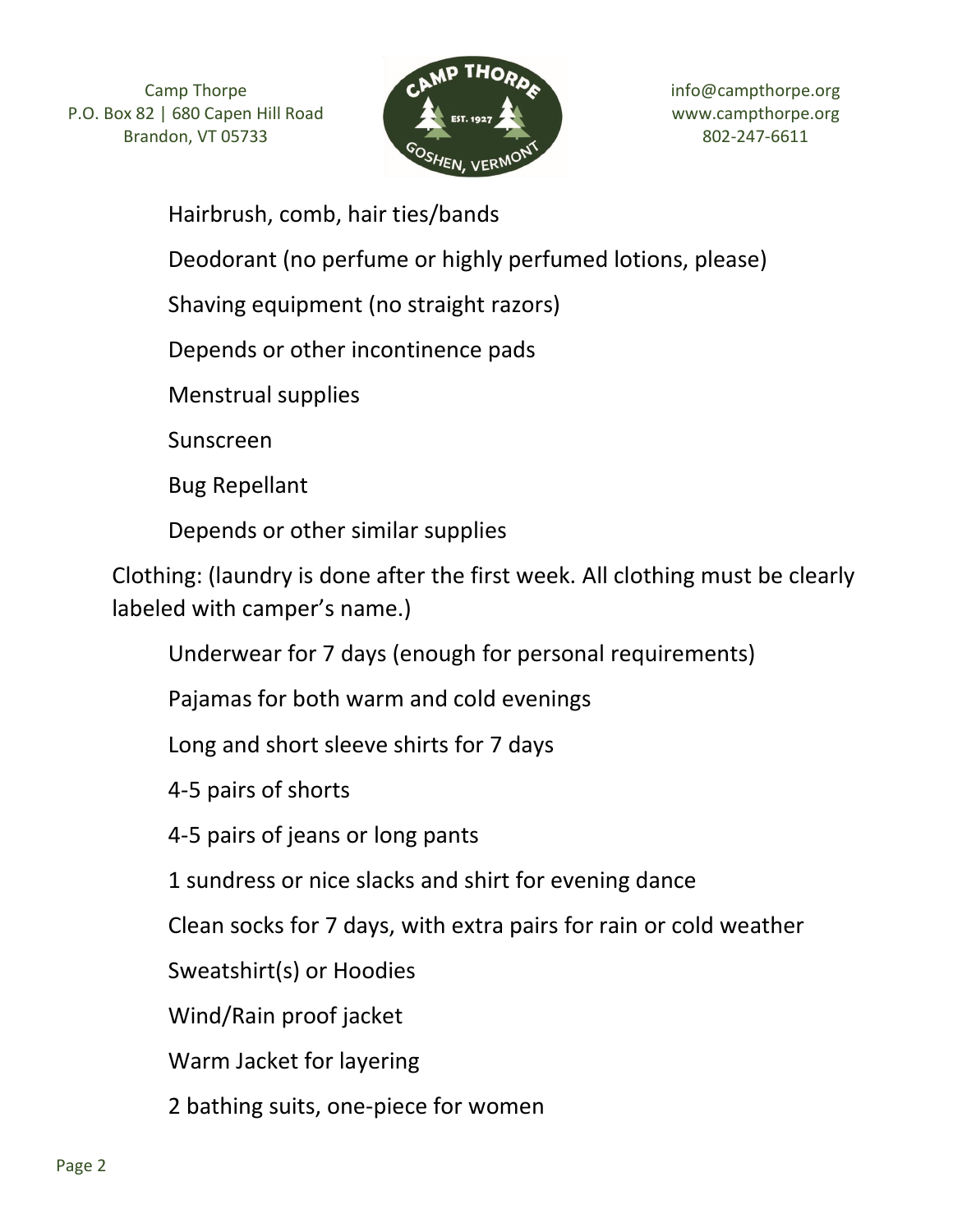- Hairbrush, comb, hair ties/bands
- Deodorant (no perfume or highly perfumed lotions, please)
- Shaving equipment (no straight razors)
- Depends or other incontinence pads
- Menstrual supplies
- Sunscreen
- Bug Repellant
- Depends or other similar supplies

Clothing: (laundry is done after the first week. All clothing must be clearly labeled with camper's name.)

- Underwear for 7 days (enough for personal requirements)
- Pajamas for both warm and cold evenings
- Long and short sleeve shirts for 7 days
- 4-5 pairs of shorts
- 4-5 pairs of jeans or long pants
- 1 sundress or nice slacks and shirt for evening dance
- Clean socks for 7 days, with extra pairs for rain or cold weather
- Sweatshirt(s) or Hoodies
- Wind/Rain proof jacket
- Warm Jacket for layering
- 2 bathing suits, one-piece for women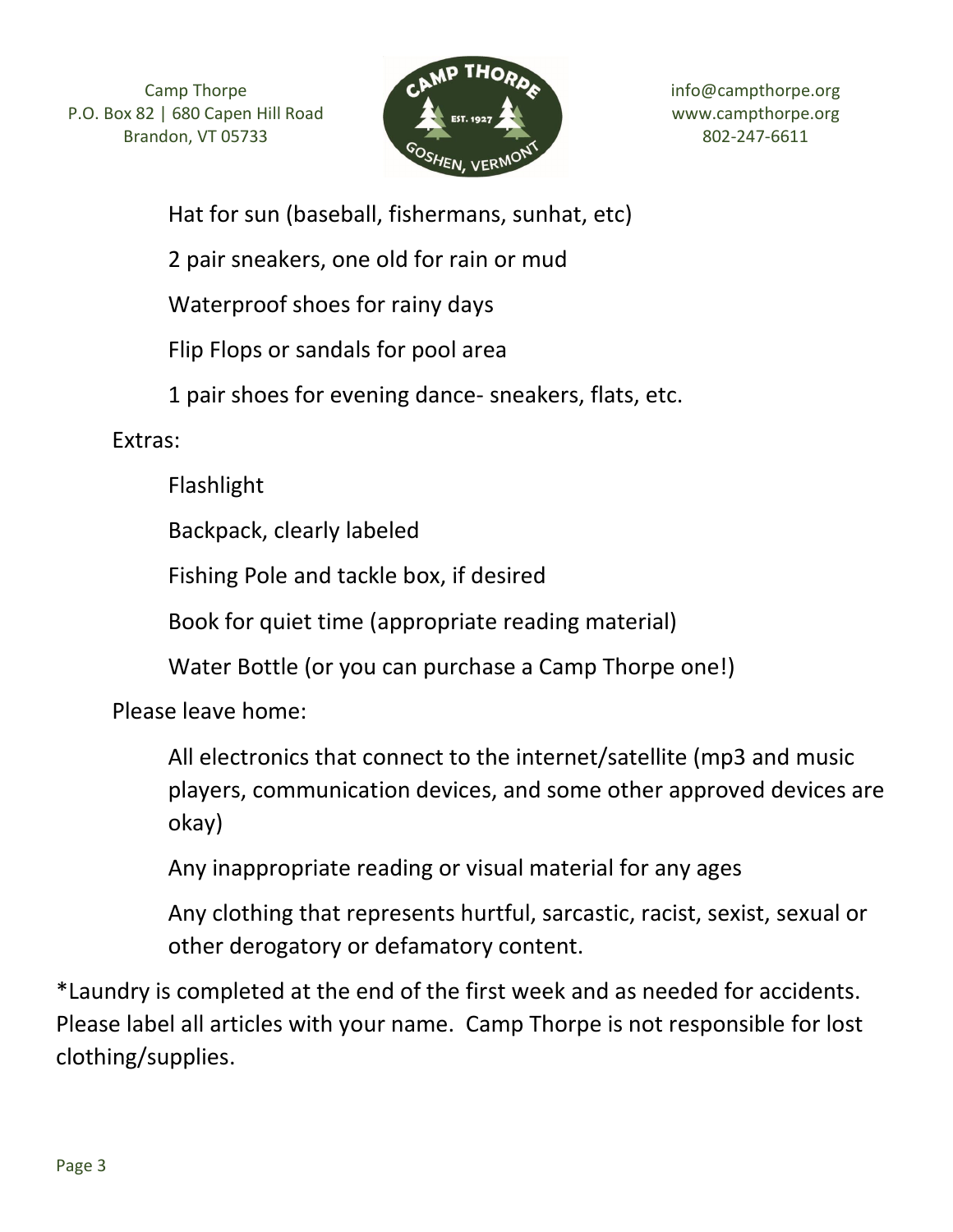- Hat for sun (baseball, fishermans, sunhat, etc)
- 2 pair sneakers, one old for rain or mud
- Waterproof shoes for rainy days
- Flip Flops or sandals for pool area
- 1 pair shoes for evening dance- sneakers, flats, etc.

Extras:

- Flashlight
- Backpack, clearly labeled
- Fishing Pole and tackle box, if desired
- Book for quiet time (appropriate reading material)
- Water Bottle (or you can purchase a Camp Thorpe one!)

Please leave home:

- All electronics that connect to the internet/satellite (mp3 and music players, communication devices, and some other approved devices are okay)
- Any inappropriate reading or visual material for any ages
- Any clothing that represents hurtful, sarcastic, racist, sexist, sexual or other derogatory or defamatory content.

*Laundry is completed at the end of the first week and as needed for accidents. Please label all articles with your name. Camp Thorpe is not responsible for lost clothing/supplies.